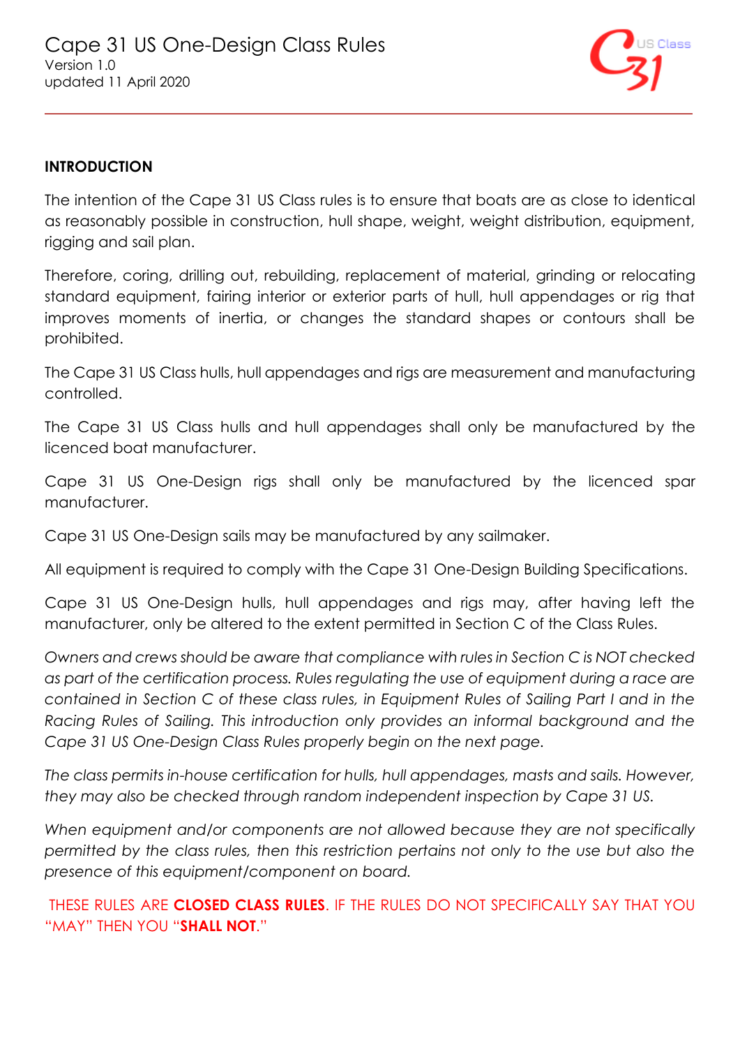# Cape 31 US One-Design Class Rules

Version 1.0
updated 11 April 2020

## INTRODUCTION

The intention of the Cape 31 US Class rules is to ensure that boats are as close to identical as reasonably possible in construction, hull shape, weight, weight distribution, equipment, rigging and sail plan.

Therefore, coring, drilling out, rebuilding, replacement of material, grinding or relocating standard equipment, fairing interior or exterior parts of hull, hull appendages or rig that improves moments of inertia, or changes the standard shapes or contours shall be prohibited.

The Cape 31 US Class hulls, hull appendages and rigs are measurement and manufacturing controlled.

The Cape 31 US Class hulls and hull appendages shall only be manufactured by the licenced boat manufacturer.

Cape 31 US One-Design rigs shall only be manufactured by the licenced spar manufacturer.

Cape 31 US One-Design sails may be manufactured by any sailmaker.

All equipment is required to comply with the Cape 31 One-Design Building Specifications.

Cape 31 US One-Design hulls, hull appendages and rigs may, after having left the manufacturer, only be altered to the extent permitted in Section C of the Class Rules.

*Owners and crews should be aware that compliance with rules in Section C is NOT checked as part of the certification process. Rules regulating the use of equipment during a race are contained in Section C of these class rules, in Equipment Rules of Sailing Part I and in the Racing Rules of Sailing. This introduction only provides an informal background and the Cape 31 US One-Design Class Rules properly begin on the next page.*

*The class permits in-house certification for hulls, hull appendages, masts and sails. However, they may also be checked through random independent inspection by Cape 31 US.*

*When equipment and/or components are not allowed because they are not specifically permitted by the class rules, then this restriction pertains not only to the use but also the presence of this equipment/component on board.*

THESE RULES ARE **CLOSED CLASS RULES**. IF THE RULES DO NOT SPECIFICALLY SAY THAT YOU "MAY" THEN YOU "**SHALL NOT**."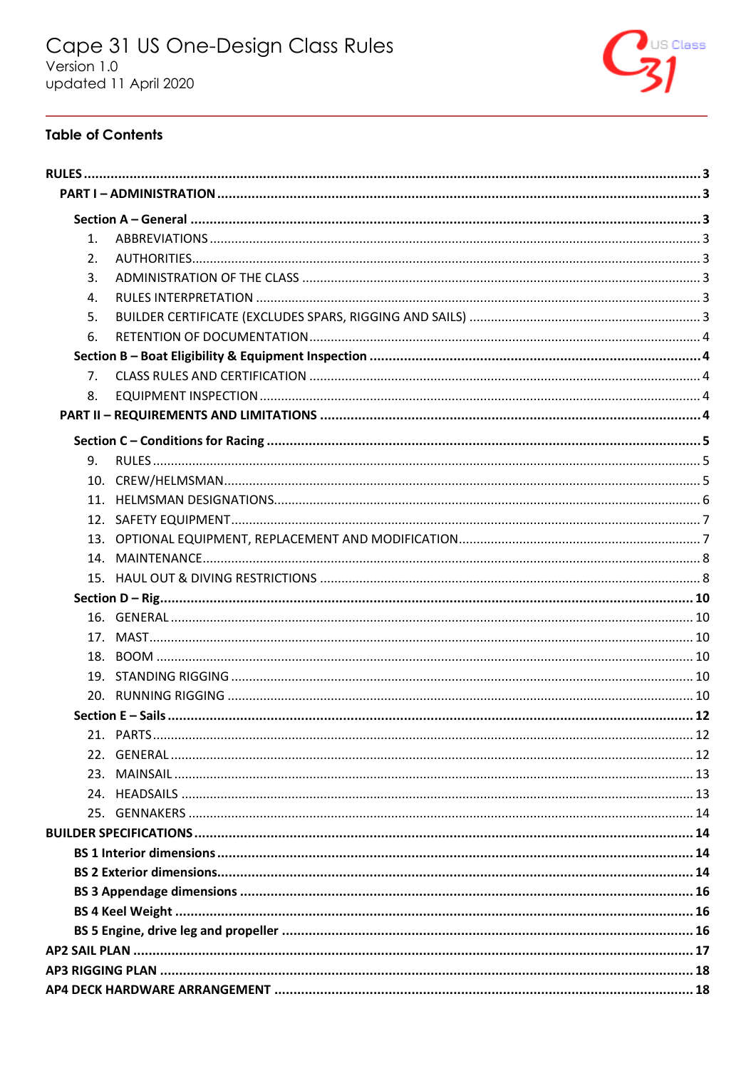# Cape 31 US One-Design Class Rules

Version 1.0
updated 11 April 2020

## Table of Contents

**RULES** ....... 3

**PART I – ADMINISTRATION** ....... 3

**Section A – General** ....... 3

1. ABBREVIATIONS ....... 3
2. AUTHORITIES ....... 3
3. ADMINISTRATION OF THE CLASS ....... 3
4. RULES INTERPRETATION ....... 3
5. BUILDER CERTIFICATE (EXCLUDES SPARS, RIGGING AND SAILS) ....... 3
6. RETENTION OF DOCUMENTATION ....... 4

**Section B – Boat Eligibility & Equipment Inspection** ....... 4

7. CLASS RULES AND CERTIFICATION ....... 4
8. EQUIPMENT INSPECTION ....... 4

**PART II – REQUIREMENTS AND LIMITATIONS** ....... 4

**Section C – Conditions for Racing** ....... 5

9. RULES ....... 5
10. CREW/HELMSMAN ....... 5
11. HELMSMAN DESIGNATIONS ....... 6
12. SAFETY EQUIPMENT ....... 7
13. OPTIONAL EQUIPMENT, REPLACEMENT AND MODIFICATION ....... 7
14. MAINTENANCE ....... 8
15. HAUL OUT & DIVING RESTRICTIONS ....... 8

**Section D – Rig** ....... 10

16. GENERAL ....... 10
17. MAST ....... 10
18. BOOM ....... 10
19. STANDING RIGGING ....... 10
20. RUNNING RIGGING ....... 10

**Section E – Sails** ....... 12

21. PARTS ....... 12
22. GENERAL ....... 12
23. MAINSAIL ....... 13
24. HEADSAILS ....... 13
25. GENNAKERS ....... 14

**BUILDER SPECIFICATIONS** ....... 14

**BS 1 Interior dimensions** ....... 14

**BS 2 Exterior dimensions** ....... 14

**BS 3 Appendage dimensions** ....... 16

**BS 4 Keel Weight** ....... 16

**BS 5 Engine, drive leg and propeller** ....... 16

**AP2 SAIL PLAN** ....... 17

**AP3 RIGGING PLAN** ....... 18

**AP4 DECK HARDWARE ARRANGEMENT** ....... 18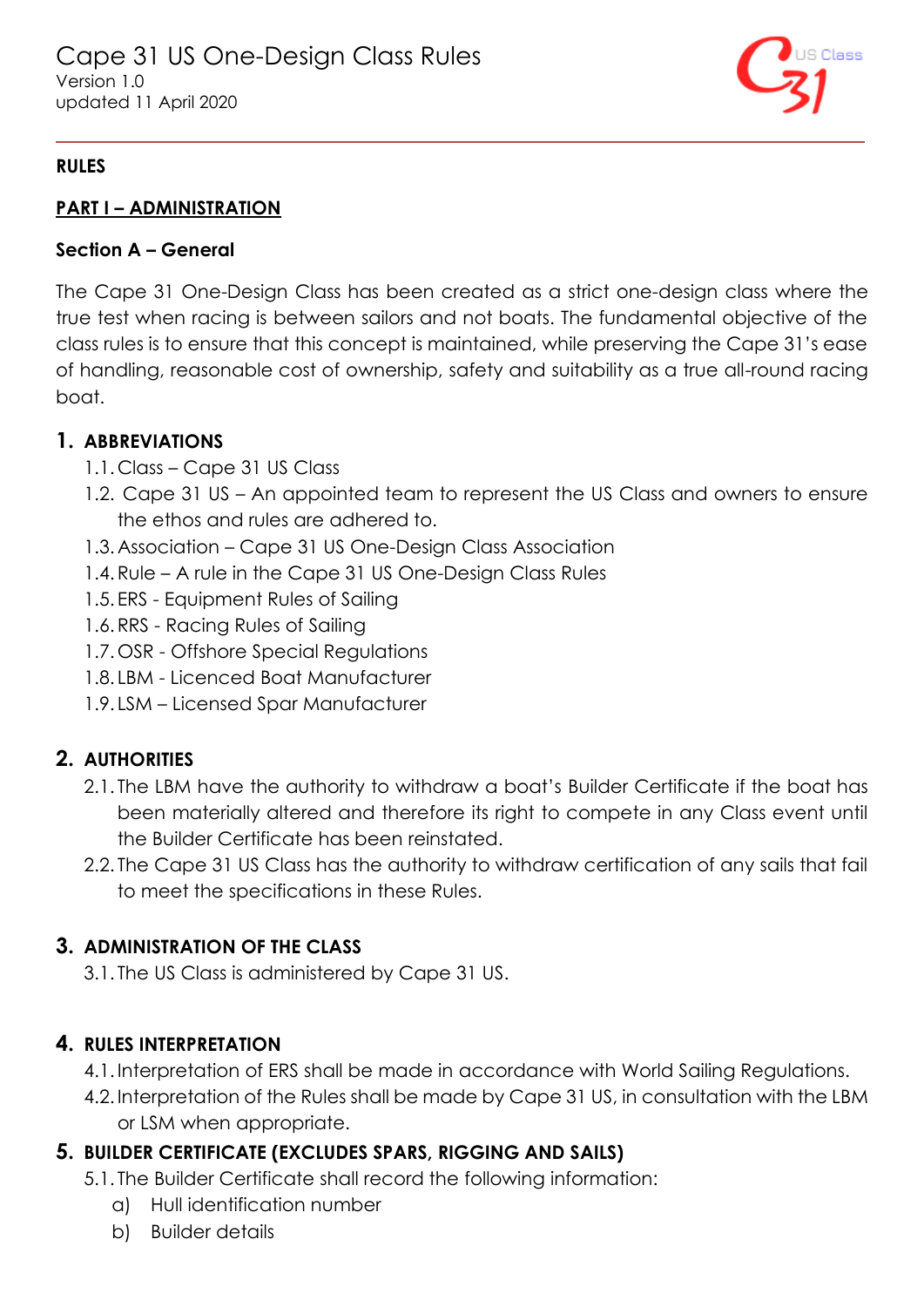# Cape 31 US One-Design Class Rules

Version 1.0
updated 11 April 2020

**RULES**

## PART I – ADMINISTRATION

### Section A – General

The Cape 31 One-Design Class has been created as a strict one-design class where the true test when racing is between sailors and not boats. The fundamental objective of the class rules is to ensure that this concept is maintained, while preserving the Cape 31's ease of handling, reasonable cost of ownership, safety and suitability as a true all-round racing boat.

#### 1. ABBREVIATIONS

1.1. Class – Cape 31 US Class
1.2. Cape 31 US – An appointed team to represent the US Class and owners to ensure the ethos and rules are adhered to.
1.3. Association – Cape 31 US One-Design Class Association
1.4. Rule – A rule in the Cape 31 US One-Design Class Rules
1.5. ERS - Equipment Rules of Sailing
1.6. RRS - Racing Rules of Sailing
1.7. OSR - Offshore Special Regulations
1.8. LBM - Licenced Boat Manufacturer
1.9. LSM – Licensed Spar Manufacturer

#### 2. AUTHORITIES

2.1. The LBM have the authority to withdraw a boat's Builder Certificate if the boat has been materially altered and therefore its right to compete in any Class event until the Builder Certificate has been reinstated.
2.2. The Cape 31 US Class has the authority to withdraw certification of any sails that fail to meet the specifications in these Rules.

#### 3. ADMINISTRATION OF THE CLASS

3.1. The US Class is administered by Cape 31 US.

#### 4. RULES INTERPRETATION

4.1. Interpretation of ERS shall be made in accordance with World Sailing Regulations.
4.2. Interpretation of the Rules shall be made by Cape 31 US, in consultation with the LBM or LSM when appropriate.

#### 5. BUILDER CERTIFICATE (EXCLUDES SPARS, RIGGING AND SAILS)

5.1. The Builder Certificate shall record the following information:
   a) Hull identification number
   b) Builder details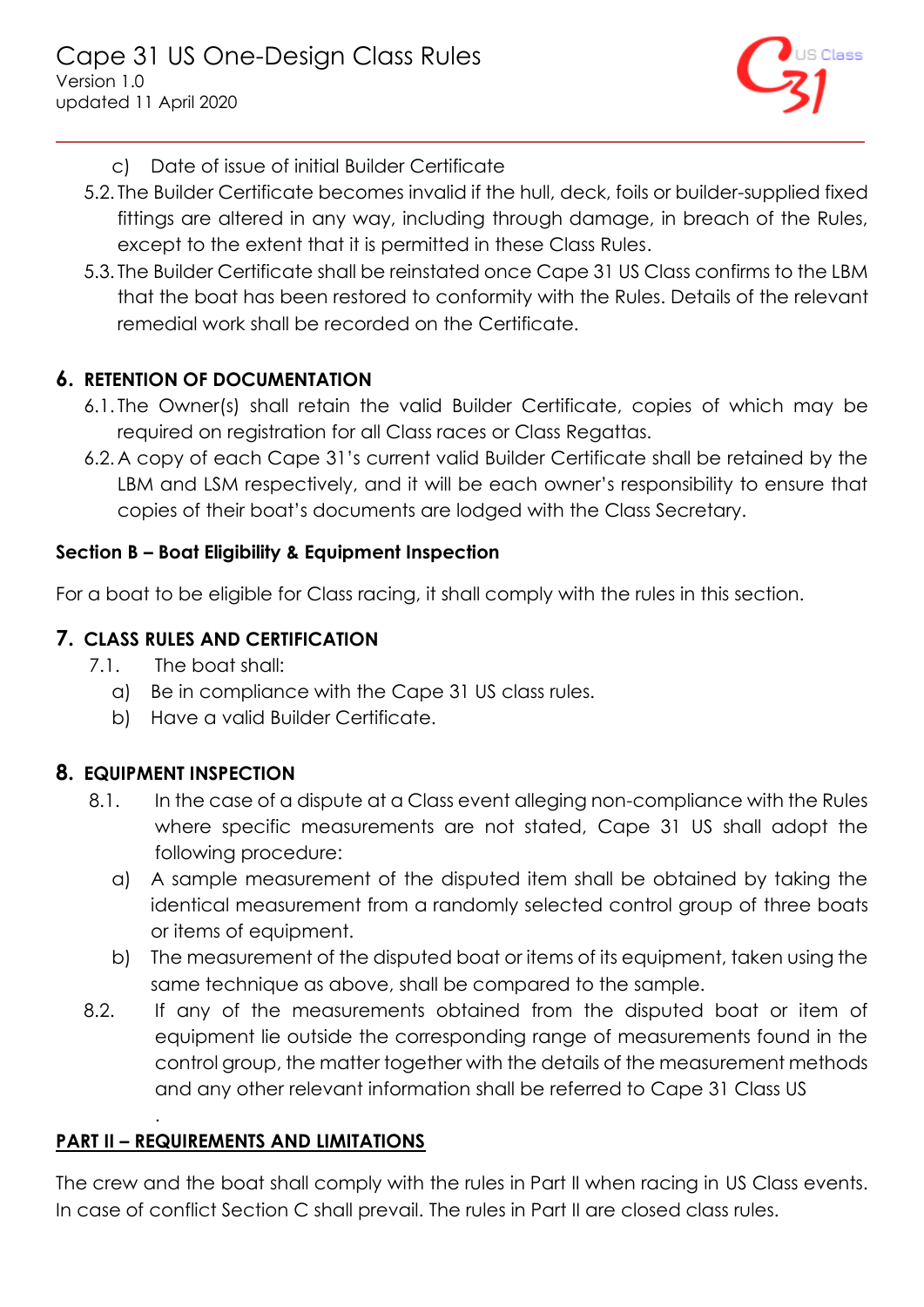c) Date of issue of initial Builder Certificate

5.2. The Builder Certificate becomes invalid if the hull, deck, foils or builder-supplied fixed fittings are altered in any way, including through damage, in breach of the Rules, except to the extent that it is permitted in these Class Rules.

5.3. The Builder Certificate shall be reinstated once Cape 31 US Class confirms to the LBM that the boat has been restored to conformity with the Rules. Details of the relevant remedial work shall be recorded on the Certificate.

## 6. RETENTION OF DOCUMENTATION

6.1. The Owner(s) shall retain the valid Builder Certificate, copies of which may be required on registration for all Class races or Class Regattas.

6.2. A copy of each Cape 31's current valid Builder Certificate shall be retained by the LBM and LSM respectively, and it will be each owner's responsibility to ensure that copies of their boat's documents are lodged with the Class Secretary.

### Section B – Boat Eligibility & Equipment Inspection

For a boat to be eligible for Class racing, it shall comply with the rules in this section.

## 7. CLASS RULES AND CERTIFICATION

7.1. The boat shall:

a) Be in compliance with the Cape 31 US class rules.

b) Have a valid Builder Certificate.

## 8. EQUIPMENT INSPECTION

8.1. In the case of a dispute at a Class event alleging non-compliance with the Rules where specific measurements are not stated, Cape 31 US shall adopt the following procedure:

a) A sample measurement of the disputed item shall be obtained by taking the identical measurement from a randomly selected control group of three boats or items of equipment.

b) The measurement of the disputed boat or items of its equipment, taken using the same technique as above, shall be compared to the sample.

8.2. If any of the measurements obtained from the disputed boat or item of equipment lie outside the corresponding range of measurements found in the control group, the matter together with the details of the measurement methods and any other relevant information shall be referred to Cape 31 Class US

.

## PART II – REQUIREMENTS AND LIMITATIONS

The crew and the boat shall comply with the rules in Part II when racing in US Class events. In case of conflict Section C shall prevail. The rules in Part II are closed class rules.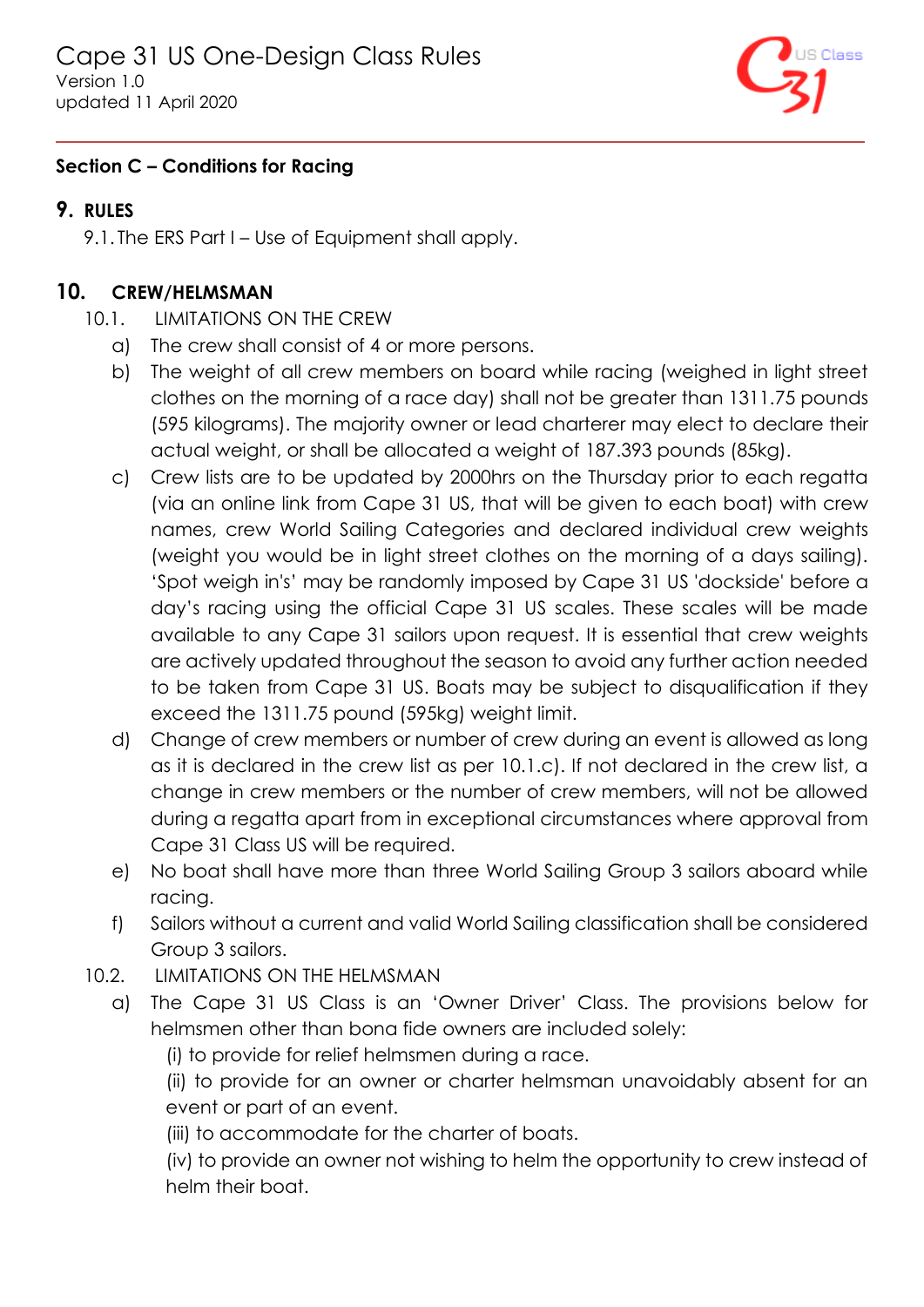## Section C – Conditions for Racing

### 9. RULES

9.1. The ERS Part I – Use of Equipment shall apply.

### 10. CREW/HELMSMAN

10.1. LIMITATIONS ON THE CREW

a) The crew shall consist of 4 or more persons.

b) The weight of all crew members on board while racing (weighed in light street clothes on the morning of a race day) shall not be greater than 1311.75 pounds (595 kilograms). The majority owner or lead charterer may elect to declare their actual weight, or shall be allocated a weight of 187.393 pounds (85kg).

c) Crew lists are to be updated by 2000hrs on the Thursday prior to each regatta (via an online link from Cape 31 US, that will be given to each boat) with crew names, crew World Sailing Categories and declared individual crew weights (weight you would be in light street clothes on the morning of a days sailing). 'Spot weigh in's' may be randomly imposed by Cape 31 US 'dockside' before a day's racing using the official Cape 31 US scales. These scales will be made available to any Cape 31 sailors upon request. It is essential that crew weights are actively updated throughout the season to avoid any further action needed to be taken from Cape 31 US. Boats may be subject to disqualification if they exceed the 1311.75 pound (595kg) weight limit.

d) Change of crew members or number of crew during an event is allowed as long as it is declared in the crew list as per 10.1.c). If not declared in the crew list, a change in crew members or the number of crew members, will not be allowed during a regatta apart from in exceptional circumstances where approval from Cape 31 Class US will be required.

e) No boat shall have more than three World Sailing Group 3 sailors aboard while racing.

f) Sailors without a current and valid World Sailing classification shall be considered Group 3 sailors.

10.2. LIMITATIONS ON THE HELMSMAN

a) The Cape 31 US Class is an 'Owner Driver' Class. The provisions below for helmsmen other than bona fide owners are included solely:

(i) to provide for relief helmsmen during a race.

(ii) to provide for an owner or charter helmsman unavoidably absent for an event or part of an event.

(iii) to accommodate for the charter of boats.

(iv) to provide an owner not wishing to helm the opportunity to crew instead of helm their boat.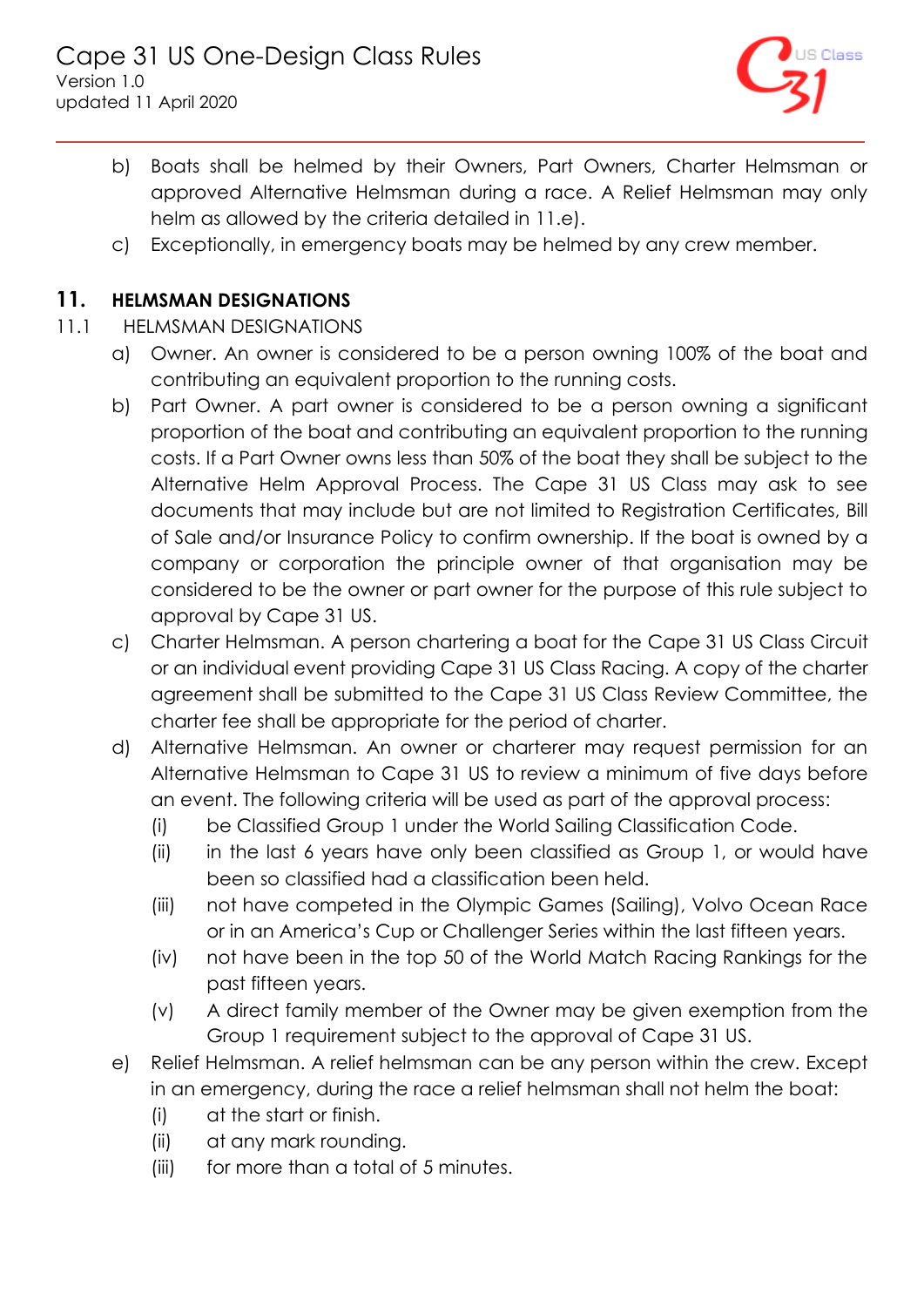b) Boats shall be helmed by their Owners, Part Owners, Charter Helmsman or approved Alternative Helmsman during a race. A Relief Helmsman may only helm as allowed by the criteria detailed in 11.e).

c) Exceptionally, in emergency boats may be helmed by any crew member.

## 11. HELMSMAN DESIGNATIONS

11.1 HELMSMAN DESIGNATIONS

a) Owner. An owner is considered to be a person owning 100% of the boat and contributing an equivalent proportion to the running costs.

b) Part Owner. A part owner is considered to be a person owning a significant proportion of the boat and contributing an equivalent proportion to the running costs. If a Part Owner owns less than 50% of the boat they shall be subject to the Alternative Helm Approval Process. The Cape 31 US Class may ask to see documents that may include but are not limited to Registration Certificates, Bill of Sale and/or Insurance Policy to confirm ownership. If the boat is owned by a company or corporation the principle owner of that organisation may be considered to be the owner or part owner for the purpose of this rule subject to approval by Cape 31 US.

c) Charter Helmsman. A person chartering a boat for the Cape 31 US Class Circuit or an individual event providing Cape 31 US Class Racing. A copy of the charter agreement shall be submitted to the Cape 31 US Class Review Committee, the charter fee shall be appropriate for the period of charter.

d) Alternative Helmsman. An owner or charterer may request permission for an Alternative Helmsman to Cape 31 US to review a minimum of five days before an event. The following criteria will be used as part of the approval process:

  (i) be Classified Group 1 under the World Sailing Classification Code.

  (ii) in the last 6 years have only been classified as Group 1, or would have been so classified had a classification been held.

  (iii) not have competed in the Olympic Games (Sailing), Volvo Ocean Race or in an America's Cup or Challenger Series within the last fifteen years.

  (iv) not have been in the top 50 of the World Match Racing Rankings for the past fifteen years.

  (v) A direct family member of the Owner may be given exemption from the Group 1 requirement subject to the approval of Cape 31 US.

e) Relief Helmsman. A relief helmsman can be any person within the crew. Except in an emergency, during the race a relief helmsman shall not helm the boat:

  (i) at the start or finish.

  (ii) at any mark rounding.

  (iii) for more than a total of 5 minutes.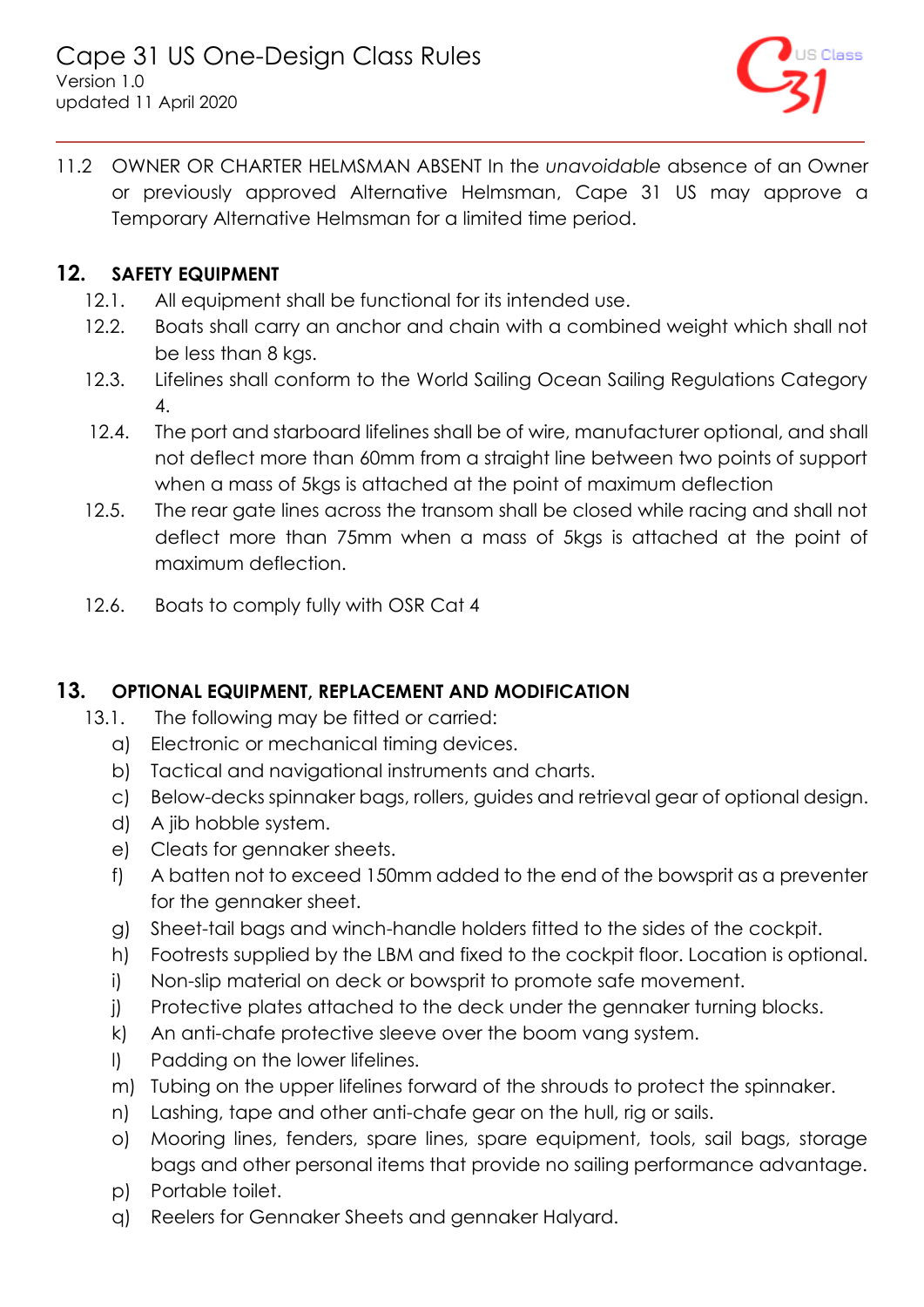11.2 OWNER OR CHARTER HELMSMAN ABSENT In the *unavoidable* absence of an Owner or previously approved Alternative Helmsman, Cape 31 US may approve a Temporary Alternative Helmsman for a limited time period.

## 12. SAFETY EQUIPMENT

12.1. All equipment shall be functional for its intended use.

12.2. Boats shall carry an anchor and chain with a combined weight which shall not be less than 8 kgs.

12.3. Lifelines shall conform to the World Sailing Ocean Sailing Regulations Category 4.

12.4. The port and starboard lifelines shall be of wire, manufacturer optional, and shall not deflect more than 60mm from a straight line between two points of support when a mass of 5kgs is attached at the point of maximum deflection

12.5. The rear gate lines across the transom shall be closed while racing and shall not deflect more than 75mm when a mass of 5kgs is attached at the point of maximum deflection.

12.6. Boats to comply fully with OSR Cat 4

## 13. OPTIONAL EQUIPMENT, REPLACEMENT AND MODIFICATION

13.1. The following may be fitted or carried:

a) Electronic or mechanical timing devices.
b) Tactical and navigational instruments and charts.
c) Below-decks spinnaker bags, rollers, guides and retrieval gear of optional design.
d) A jib hobble system.
e) Cleats for gennaker sheets.
f) A batten not to exceed 150mm added to the end of the bowsprit as a preventer for the gennaker sheet.
g) Sheet-tail bags and winch-handle holders fitted to the sides of the cockpit.
h) Footrests supplied by the LBM and fixed to the cockpit floor. Location is optional.
i) Non-slip material on deck or bowsprit to promote safe movement.
j) Protective plates attached to the deck under the gennaker turning blocks.
k) An anti-chafe protective sleeve over the boom vang system.
l) Padding on the lower lifelines.
m) Tubing on the upper lifelines forward of the shrouds to protect the spinnaker.
n) Lashing, tape and other anti-chafe gear on the hull, rig or sails.
o) Mooring lines, fenders, spare lines, spare equipment, tools, sail bags, storage bags and other personal items that provide no sailing performance advantage.
p) Portable toilet.
q) Reelers for Gennaker Sheets and gennaker Halyard.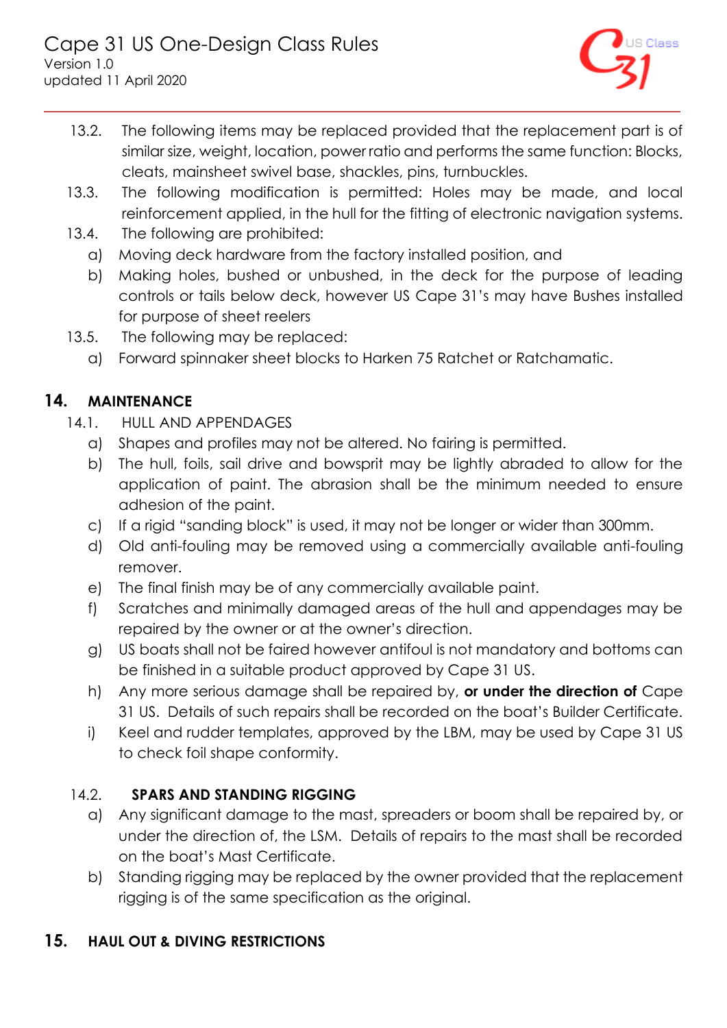13.2. The following items may be replaced provided that the replacement part is of similar size, weight, location, power ratio and performs the same function: Blocks, cleats, mainsheet swivel base, shackles, pins, turnbuckles.

13.3. The following modification is permitted: Holes may be made, and local reinforcement applied, in the hull for the fitting of electronic navigation systems.

13.4. The following are prohibited:

a) Moving deck hardware from the factory installed position, and

b) Making holes, bushed or unbushed, in the deck for the purpose of leading controls or tails below deck, however US Cape 31's may have Bushes installed for purpose of sheet reelers

13.5. The following may be replaced:

a) Forward spinnaker sheet blocks to Harken 75 Ratchet or Ratchamatic.

## 14. MAINTENANCE

14.1. HULL AND APPENDAGES

a) Shapes and profiles may not be altered. No fairing is permitted.

b) The hull, foils, sail drive and bowsprit may be lightly abraded to allow for the application of paint. The abrasion shall be the minimum needed to ensure adhesion of the paint.

c) If a rigid "sanding block" is used, it may not be longer or wider than 300mm.

d) Old anti-fouling may be removed using a commercially available anti-fouling remover.

e) The final finish may be of any commercially available paint.

f) Scratches and minimally damaged areas of the hull and appendages may be repaired by the owner or at the owner's direction.

g) US boats shall not be faired however antifoul is not mandatory and bottoms can be finished in a suitable product approved by Cape 31 US.

h) Any more serious damage shall be repaired by, **or under the direction of** Cape 31 US. Details of such repairs shall be recorded on the boat's Builder Certificate.

i) Keel and rudder templates, approved by the LBM, may be used by Cape 31 US to check foil shape conformity.

### 14.2. SPARS AND STANDING RIGGING

a) Any significant damage to the mast, spreaders or boom shall be repaired by, or under the direction of, the LSM. Details of repairs to the mast shall be recorded on the boat's Mast Certificate.

b) Standing rigging may be replaced by the owner provided that the replacement rigging is of the same specification as the original.

## 15. HAUL OUT & DIVING RESTRICTIONS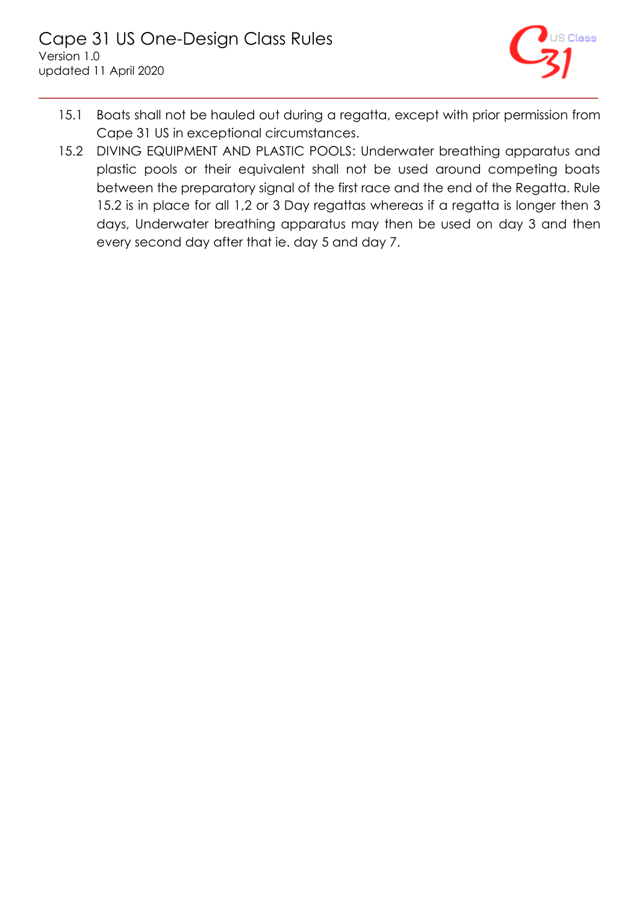15.1 Boats shall not be hauled out during a regatta, except with prior permission from Cape 31 US in exceptional circumstances.

15.2 DIVING EQUIPMENT AND PLASTIC POOLS: Underwater breathing apparatus and plastic pools or their equivalent shall not be used around competing boats between the preparatory signal of the first race and the end of the Regatta. Rule 15.2 is in place for all 1,2 or 3 Day regattas whereas if a regatta is longer then 3 days, Underwater breathing apparatus may then be used on day 3 and then every second day after that ie. day 5 and day 7.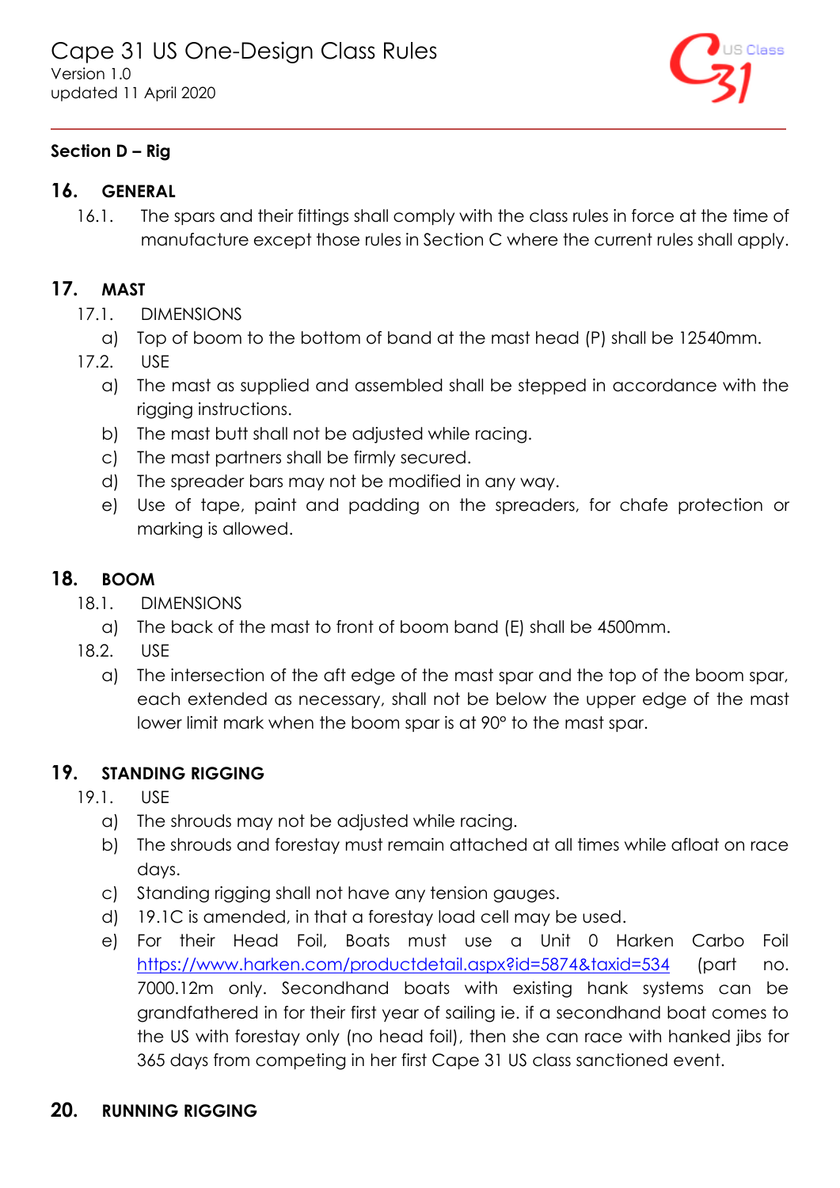## Section D – Rig

### 16. GENERAL

16.1. The spars and their fittings shall comply with the class rules in force at the time of manufacture except those rules in Section C where the current rules shall apply.

### 17. MAST

17.1. DIMENSIONS

a) Top of boom to the bottom of band at the mast head (P) shall be 12540mm.

17.2. USE

a) The mast as supplied and assembled shall be stepped in accordance with the rigging instructions.

b) The mast butt shall not be adjusted while racing.

c) The mast partners shall be firmly secured.

d) The spreader bars may not be modified in any way.

e) Use of tape, paint and padding on the spreaders, for chafe protection or marking is allowed.

### 18. BOOM

18.1. DIMENSIONS

a) The back of the mast to front of boom band (E) shall be 4500mm.

18.2. USE

a) The intersection of the aft edge of the mast spar and the top of the boom spar, each extended as necessary, shall not be below the upper edge of the mast lower limit mark when the boom spar is at 90° to the mast spar.

### 19. STANDING RIGGING

19.1. USE

a) The shrouds may not be adjusted while racing.

b) The shrouds and forestay must remain attached at all times while afloat on race days.

c) Standing rigging shall not have any tension gauges.

d) 19.1C is amended, in that a forestay load cell may be used.

e) For their Head Foil, Boats must use a Unit 0 Harken Carbo Foil https://www.harken.com/productdetail.aspx?id=5874&taxid=534 (part no. 7000.12m only. Secondhand boats with existing hank systems can be grandfathered in for their first year of sailing ie. if a secondhand boat comes to the US with forestay only (no head foil), then she can race with hanked jibs for 365 days from competing in her first Cape 31 US class sanctioned event.

### 20. RUNNING RIGGING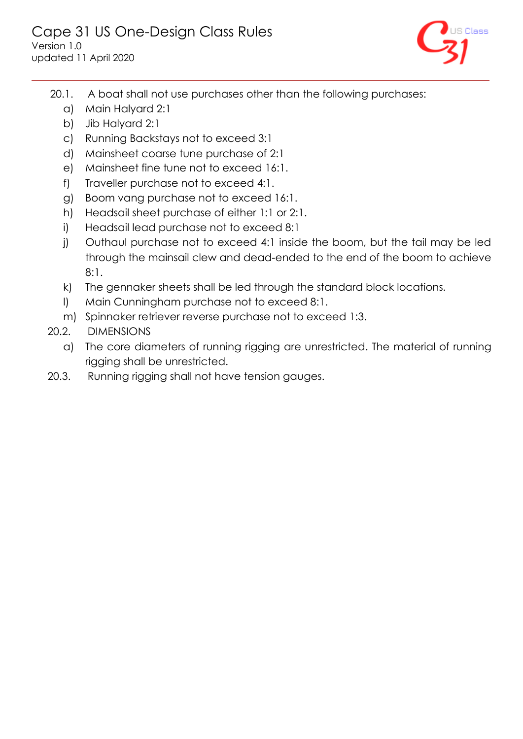20.1. A boat shall not use purchases other than the following purchases:

a) Main Halyard 2:1
b) Jib Halyard 2:1
c) Running Backstays not to exceed 3:1
d) Mainsheet coarse tune purchase of 2:1
e) Mainsheet fine tune not to exceed 16:1.
f) Traveller purchase not to exceed 4:1.
g) Boom vang purchase not to exceed 16:1.
h) Headsail sheet purchase of either 1:1 or 2:1.
i) Headsail lead purchase not to exceed 8:1
j) Outhaul purchase not to exceed 4:1 inside the boom, but the tail may be led through the mainsail clew and dead-ended to the end of the boom to achieve 8:1.
k) The gennaker sheets shall be led through the standard block locations.
l) Main Cunningham purchase not to exceed 8:1.
m) Spinnaker retriever reverse purchase not to exceed 1:3.

20.2. DIMENSIONS

a) The core diameters of running rigging are unrestricted. The material of running rigging shall be unrestricted.

20.3. Running rigging shall not have tension gauges.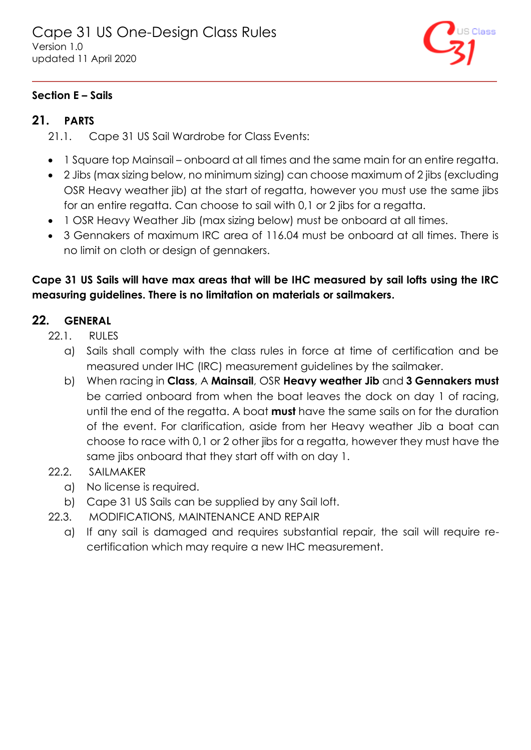## Section E – Sails

## 21. PARTS

21.1. Cape 31 US Sail Wardrobe for Class Events:

- 1 Square top Mainsail – onboard at all times and the same main for an entire regatta.
- 2 Jibs (max sizing below, no minimum sizing) can choose maximum of 2 jibs (excluding OSR Heavy weather jib) at the start of regatta, however you must use the same jibs for an entire regatta. Can choose to sail with 0,1 or 2 jibs for a regatta.
- 1 OSR Heavy Weather Jib (max sizing below) must be onboard at all times.
- 3 Gennakers of maximum IRC area of 116.04 must be onboard at all times. There is no limit on cloth or design of gennakers.

**Cape 31 US Sails will have max areas that will be IHC measured by sail lofts using the IRC measuring guidelines. There is no limitation on materials or sailmakers.**

## 22. GENERAL

22.1. RULES

a) Sails shall comply with the class rules in force at time of certification and be measured under IHC (IRC) measurement guidelines by the sailmaker.

b) When racing in **Class**, A **Mainsail**, OSR **Heavy weather Jib** and **3 Gennakers must** be carried onboard from when the boat leaves the dock on day 1 of racing, until the end of the regatta. A boat **must** have the same sails on for the duration of the event. For clarification, aside from her Heavy weather Jib a boat can choose to race with 0,1 or 2 other jibs for a regatta, however they must have the same jibs onboard that they start off with on day 1.

22.2. SAILMAKER

a) No license is required.

b) Cape 31 US Sails can be supplied by any Sail loft.

22.3. MODIFICATIONS, MAINTENANCE AND REPAIR

a) If any sail is damaged and requires substantial repair, the sail will require re-certification which may require a new IHC measurement.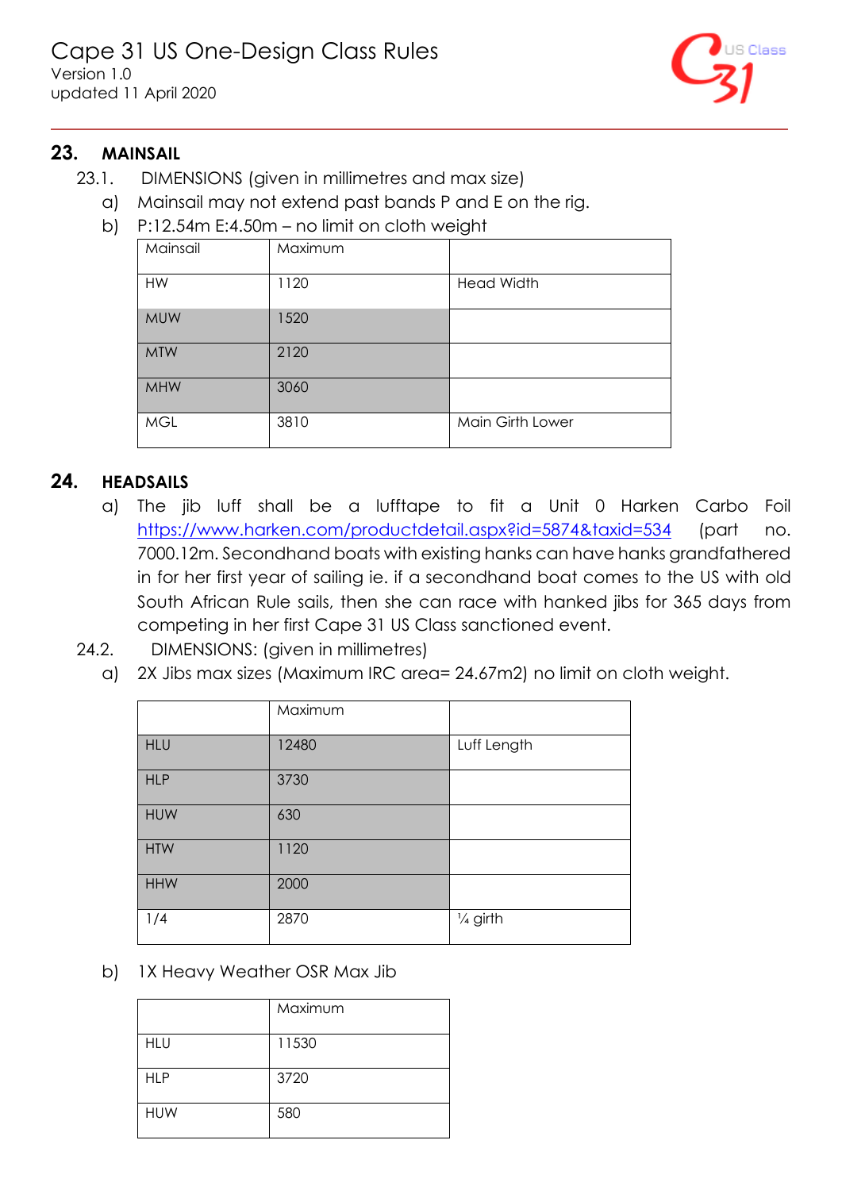## 23. MAINSAIL

23.1. DIMENSIONS (given in millimetres and max size)

a) Mainsail may not extend past bands P and E on the rig.

b) P:12.54m E:4.50m – no limit on cloth weight

| Mainsail | Maximum | |
|---|---|---|
| HW | 1120 | Head Width |
| MUW | 1520 | |
| MTW | 2120 | |
| MHW | 3060 | |
| MGL | 3810 | Main Girth Lower |

## 24. HEADSAILS

a) The jib luff shall be a lufftape to fit a Unit 0 Harken Carbo Foil https://www.harken.com/productdetail.aspx?id=5874&taxid=534 (part no. 7000.12m. Secondhand boats with existing hanks can have hanks grandfathered in for her first year of sailing ie. if a secondhand boat comes to the US with old South African Rule sails, then she can race with hanked jibs for 365 days from competing in her first Cape 31 US Class sanctioned event.

24.2. DIMENSIONS: (given in millimetres)

a) 2X Jibs max sizes (Maximum IRC area= 24.67m2) no limit on cloth weight.

| | Maximum | |
|---|---|---|
| HLU | 12480 | Luff Length |
| HLP | 3730 | |
| HUW | 630 | |
| HTW | 1120 | |
| HHW | 2000 | |
| 1/4 | 2870 | ¼ girth |

b) 1X Heavy Weather OSR Max Jib

| | Maximum |
|---|---|
| HLU | 11530 |
| HLP | 3720 |
| HUW | 580 |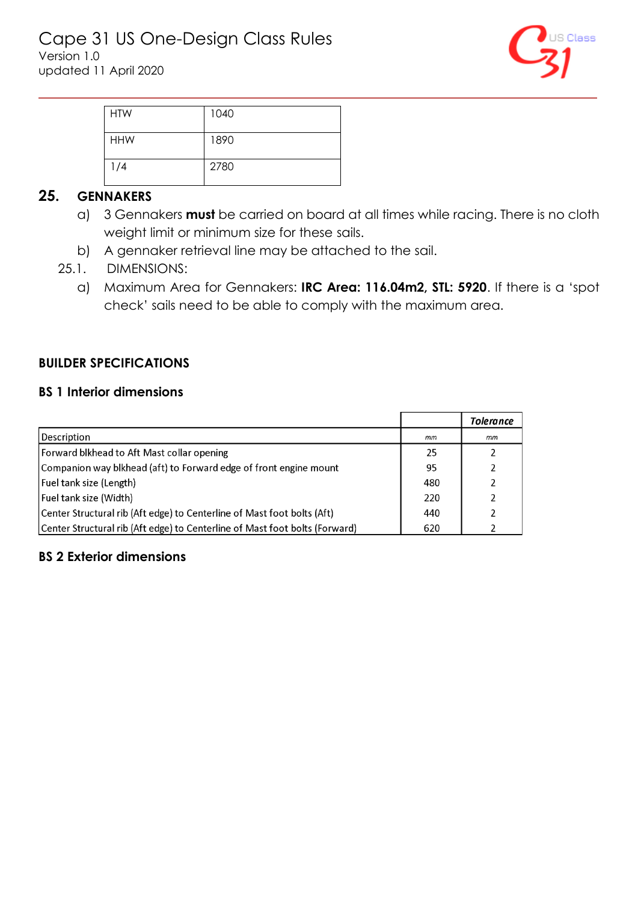| HTW | 1040 |
|---|---|
| HHW | 1890 |
| 1/4 | 2780 |

## 25. GENNAKERS

a) 3 Gennakers **must** be carried on board at all times while racing. There is no cloth weight limit or minimum size for these sails.

b) A gennaker retrieval line may be attached to the sail.

25.1. DIMENSIONS:

a) Maximum Area for Gennakers: **IRC Area: 116.04m2, STL: 5920**. If there is a 'spot check' sails need to be able to comply with the maximum area.

## BUILDER SPECIFICATIONS

### BS 1 Interior dimensions

| | | ***Tolerance*** |
|---|---|---|
| Description | *mm* | *mm* |
| Forward blkhead to Aft Mast collar opening | 25 | 2 |
| Companion way blkhead (aft) to Forward edge of front engine mount | 95 | 2 |
| Fuel tank size (Length) | 480 | 2 |
| Fuel tank size (Width) | 220 | 2 |
| Center Structural rib (Aft edge) to Centerline of Mast foot bolts (Aft) | 440 | 2 |
| Center Structural rib (Aft edge) to Centerline of Mast foot bolts (Forward) | 620 | 2 |

### BS 2 Exterior dimensions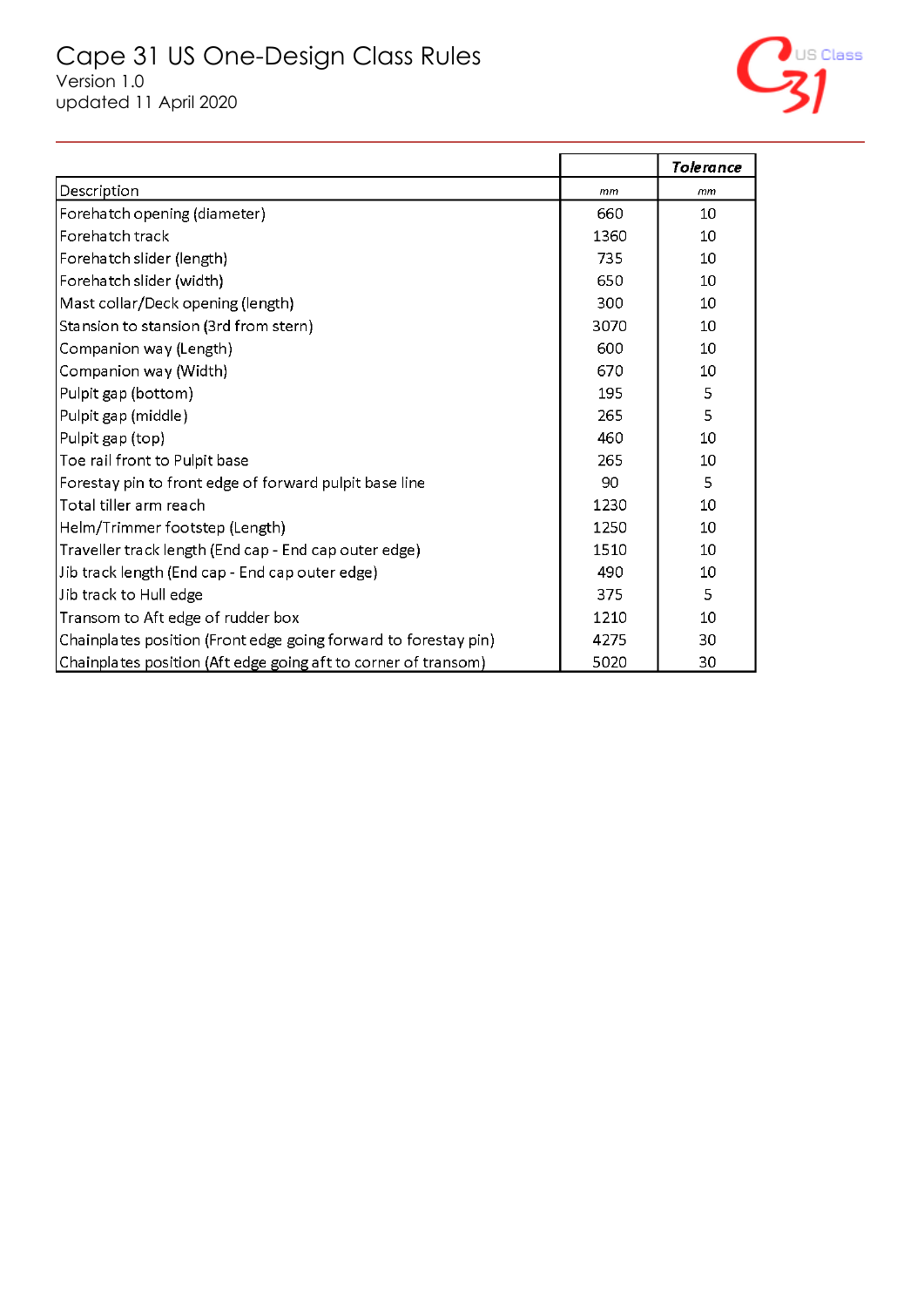| | | Tolerance |
|---|---|---|
| Description | *mm* | *mm* |
| Forehatch opening (diameter) | 660 | 10 |
| Forehatch track | 1360 | 10 |
| Forehatch slider (length) | 735 | 10 |
| Forehatch slider (width) | 650 | 10 |
| Mast collar/Deck opening (length) | 300 | 10 |
| Stansion to stansion (3rd from stern) | 3070 | 10 |
| Companion way (Length) | 600 | 10 |
| Companion way (Width) | 670 | 10 |
| Pulpit gap (bottom) | 195 | 5 |
| Pulpit gap (middle) | 265 | 5 |
| Pulpit gap (top) | 460 | 10 |
| Toe rail front to Pulpit base | 265 | 10 |
| Forestay pin to front edge of forward pulpit base line | 90 | 5 |
| Total tiller arm reach | 1230 | 10 |
| Helm/Trimmer footstep (Length) | 1250 | 10 |
| Traveller track length (End cap - End cap outer edge) | 1510 | 10 |
| Jib track length (End cap - End cap outer edge) | 490 | 10 |
| Jib track to Hull edge | 375 | 5 |
| Transom to Aft edge of rudder box | 1210 | 10 |
| Chainplates position (Front edge going forward to forestay pin) | 4275 | 30 |
| Chainplates position (Aft edge going aft to corner of transom) | 5020 | 30 |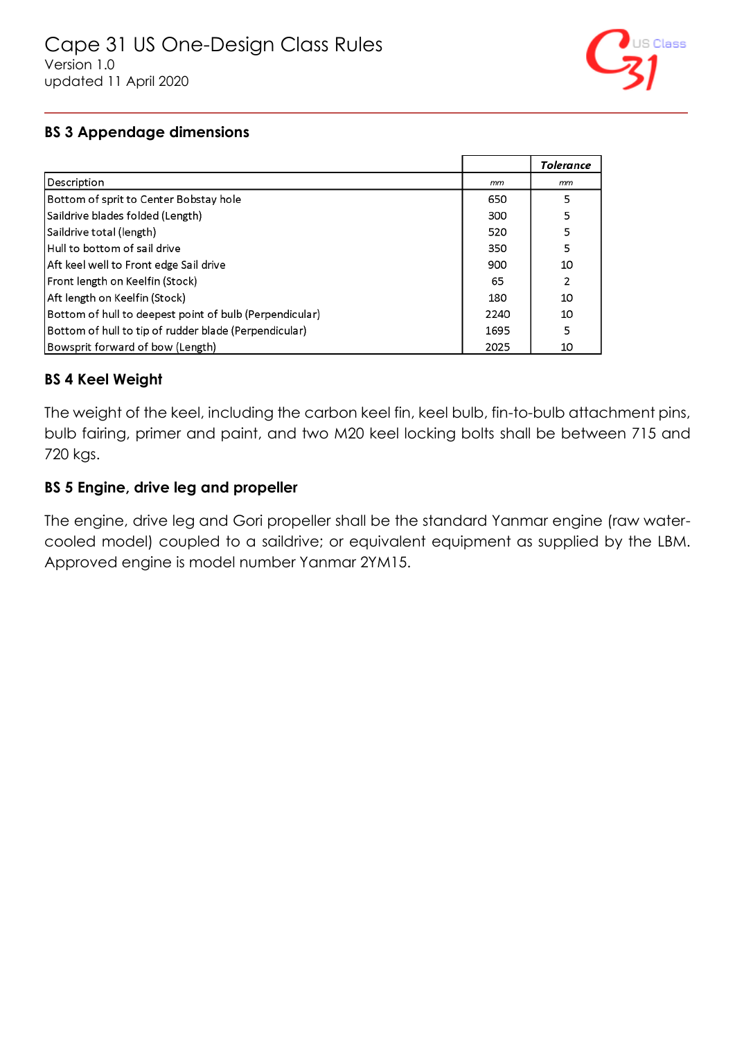### BS 3 Appendage dimensions

| Description | mm | Tolerance mm |
|---|---|---|
| Bottom of sprit to Center Bobstay hole | 650 | 5 |
| Saildrive blades folded (Length) | 300 | 5 |
| Saildrive total (length) | 520 | 5 |
| Hull to bottom of sail drive | 350 | 5 |
| Aft keel well to Front edge Sail drive | 900 | 10 |
| Front length on Keelfin (Stock) | 65 | 2 |
| Aft length on Keelfin (Stock) | 180 | 10 |
| Bottom of hull to deepest point of bulb (Perpendicular) | 2240 | 10 |
| Bottom of hull to tip of rudder blade (Perpendicular) | 1695 | 5 |
| Bowsprit forward of bow (Length) | 2025 | 10 |

### BS 4 Keel Weight

The weight of the keel, including the carbon keel fin, keel bulb, fin-to-bulb attachment pins, bulb fairing, primer and paint, and two M20 keel locking bolts shall be between 715 and 720 kgs.

### BS 5 Engine, drive leg and propeller

The engine, drive leg and Gori propeller shall be the standard Yanmar engine (raw water-cooled model) coupled to a saildrive; or equivalent equipment as supplied by the LBM. Approved engine is model number Yanmar 2YM15.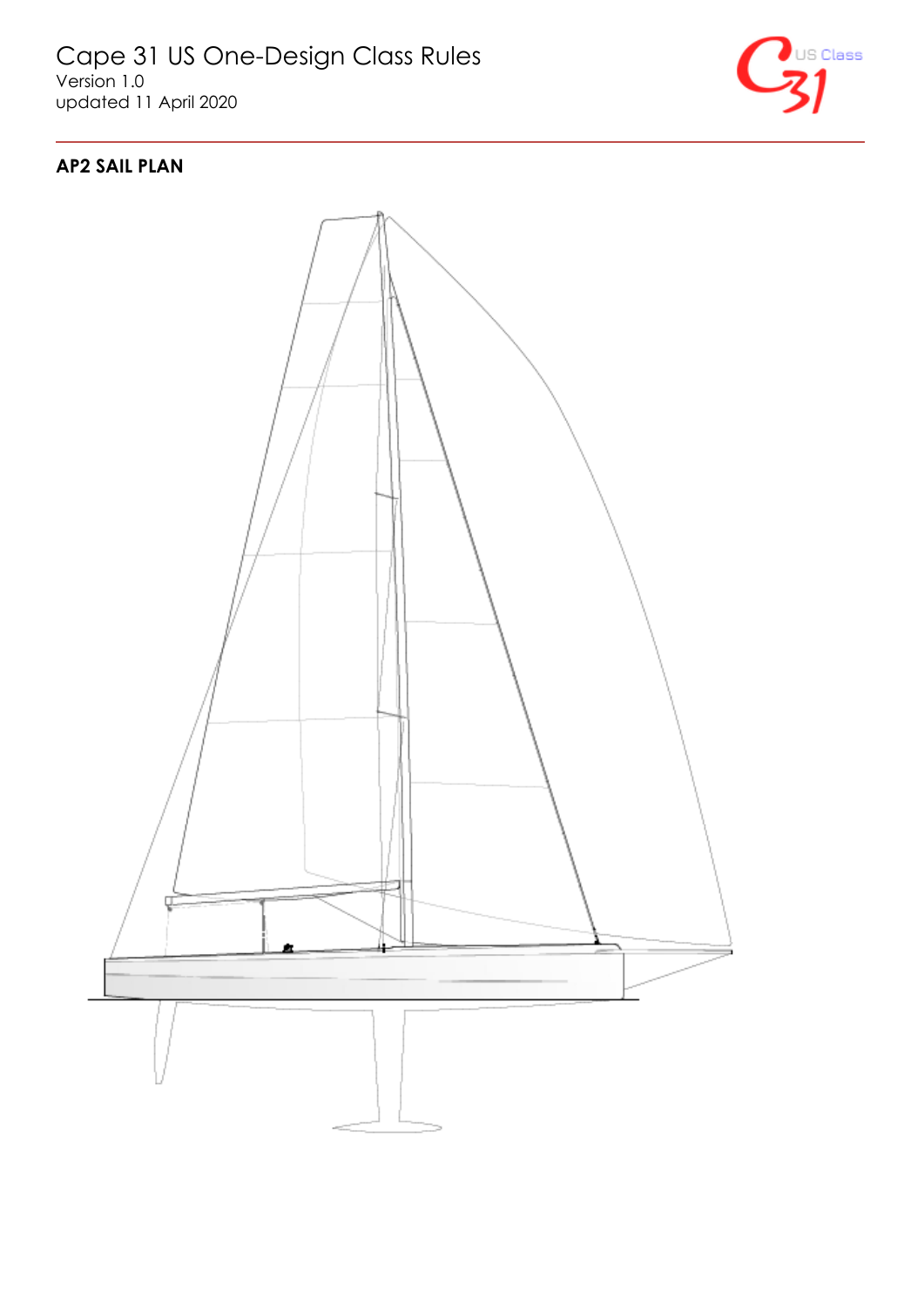## AP2 SAIL PLAN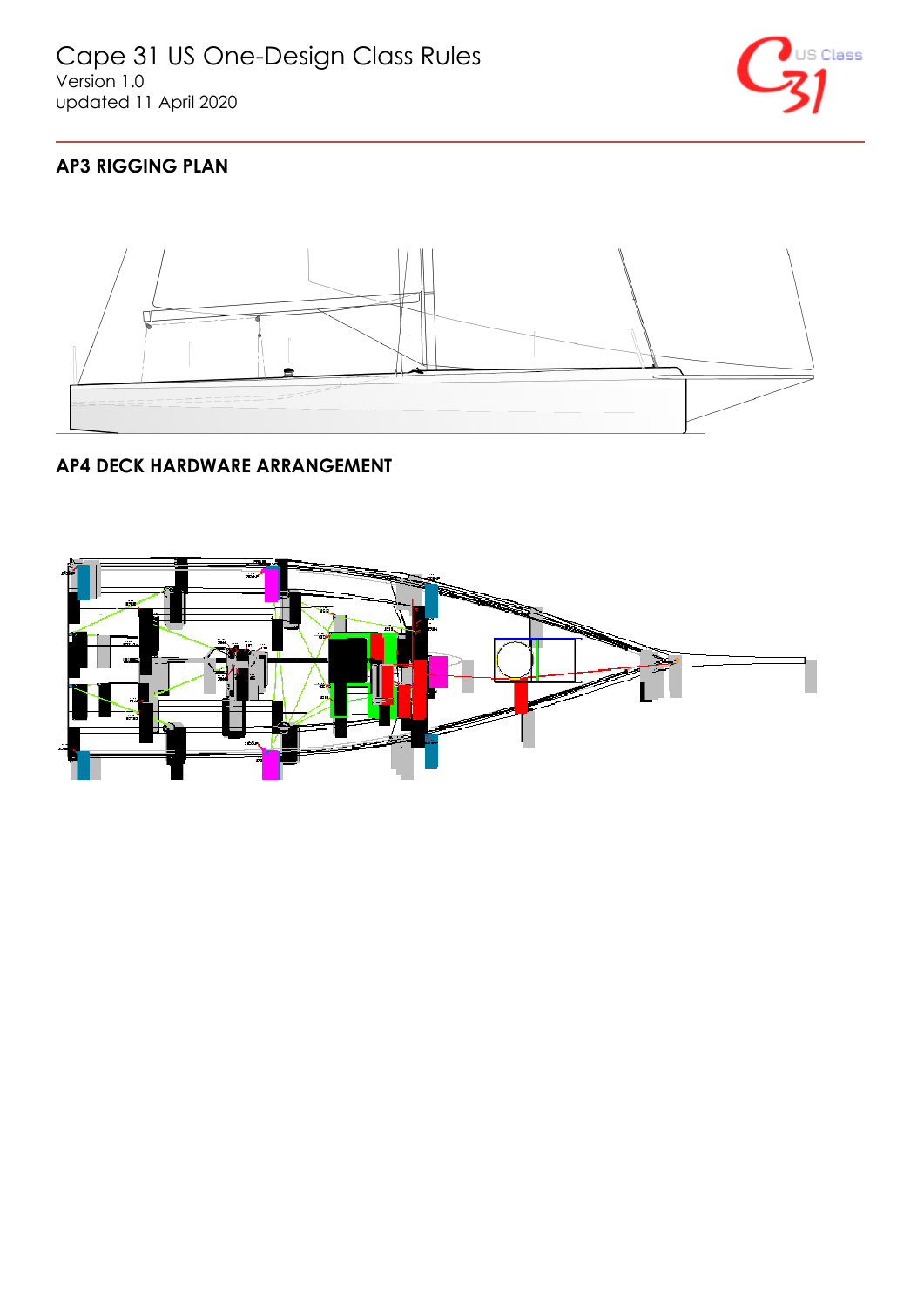## AP3 RIGGING PLAN

## AP4 DECK HARDWARE ARRANGEMENT